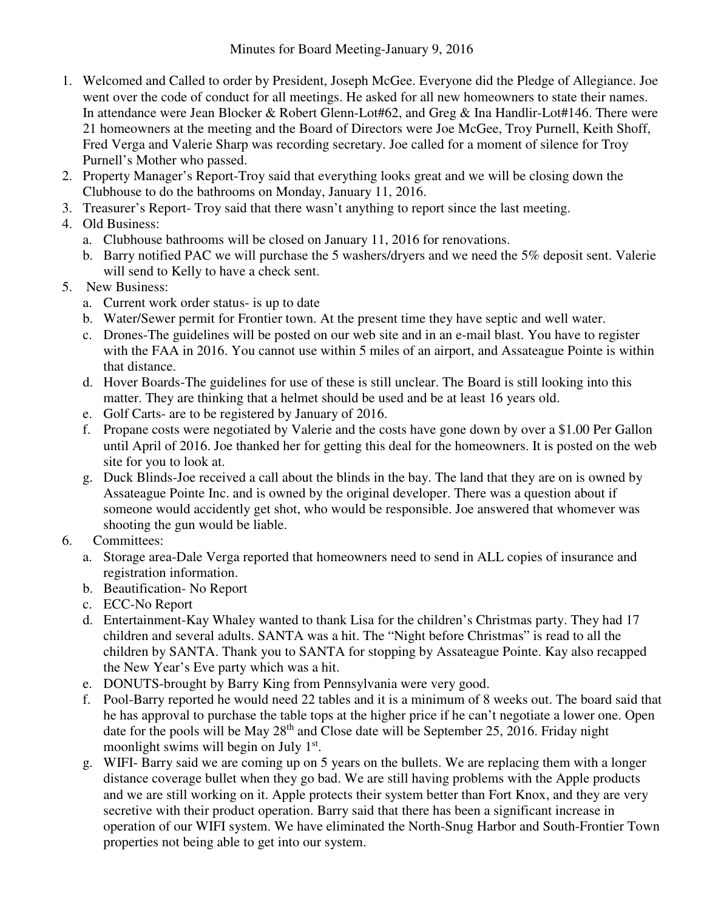# Minutes for Board Meeting-January 9, 2016

1. Welcomed and Called to order by President, Joseph McGee. Everyone did the Pledge of Allegiance. Joe went over the code of conduct for all meetings. He asked for all new homeowners to state their names. In attendance were Jean Blocker & Robert Glenn-Lot#62, and Greg & Ina Handlir-Lot#146. There were 21 homeowners at the meeting and the Board of Directors were Joe McGee, Troy Purnell, Keith Shoff, Fred Verga and Valerie Sharp was recording secretary. Joe called for a moment of silence for Troy Purnell's Mother who passed.
2. Property Manager's Report-Troy said that everything looks great and we will be closing down the Clubhouse to do the bathrooms on Monday, January 11, 2016.
3. Treasurer's Report- Troy said that there wasn't anything to report since the last meeting.
4. Old Business:
   a. Clubhouse bathrooms will be closed on January 11, 2016 for renovations.
   b. Barry notified PAC we will purchase the 5 washers/dryers and we need the 5% deposit sent. Valerie will send to Kelly to have a check sent.
5. New Business:
   a. Current work order status- is up to date
   b. Water/Sewer permit for Frontier town. At the present time they have septic and well water.
   c. Drones-The guidelines will be posted on our web site and in an e-mail blast. You have to register with the FAA in 2016. You cannot use within 5 miles of an airport, and Assateague Pointe is within that distance.
   d. Hover Boards-The guidelines for use of these is still unclear. The Board is still looking into this matter. They are thinking that a helmet should be used and be at least 16 years old.
   e. Golf Carts- are to be registered by January of 2016.
   f. Propane costs were negotiated by Valerie and the costs have gone down by over a $1.00 Per Gallon until April of 2016. Joe thanked her for getting this deal for the homeowners. It is posted on the web site for you to look at.
   g. Duck Blinds-Joe received a call about the blinds in the bay. The land that they are on is owned by Assateague Pointe Inc. and is owned by the original developer. There was a question about if someone would accidently get shot, who would be responsible. Joe answered that whomever was shooting the gun would be liable.
6. Committees:
   a. Storage area-Dale Verga reported that homeowners need to send in ALL copies of insurance and registration information.
   b. Beautification- No Report
   c. ECC-No Report
   d. Entertainment-Kay Whaley wanted to thank Lisa for the children's Christmas party. They had 17 children and several adults. SANTA was a hit. The "Night before Christmas" is read to all the children by SANTA. Thank you to SANTA for stopping by Assateague Pointe. Kay also recapped the New Year's Eve party which was a hit.
   e. DONUTS-brought by Barry King from Pennsylvania were very good.
   f. Pool-Barry reported he would need 22 tables and it is a minimum of 8 weeks out. The board said that he has approval to purchase the table tops at the higher price if he can't negotiate a lower one. Open date for the pools will be May 28th and Close date will be September 25, 2016. Friday night moonlight swims will begin on July 1st.
   g. WIFI- Barry said we are coming up on 5 years on the bullets. We are replacing them with a longer distance coverage bullet when they go bad. We are still having problems with the Apple products and we are still working on it. Apple protects their system better than Fort Knox, and they are very secretive with their product operation. Barry said that there has been a significant increase in operation of our WIFI system. We have eliminated the North-Snug Harbor and South-Frontier Town properties not being able to get into our system.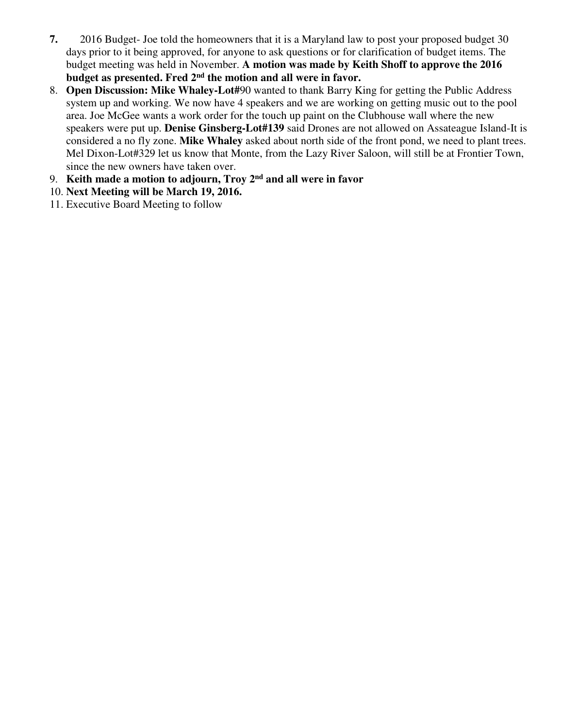7. 2016 Budget- Joe told the homeowners that it is a Maryland law to post your proposed budget 30 days prior to it being approved, for anyone to ask questions or for clarification of budget items. The budget meeting was held in November. **A motion was made by Keith Shoff to approve the 2016 budget as presented. Fred 2nd the motion and all were in favor.**
8. **Open Discussion: Mike Whaley-Lot#**90 wanted to thank Barry King for getting the Public Address system up and working. We now have 4 speakers and we are working on getting music out to the pool area. Joe McGee wants a work order for the touch up paint on the Clubhouse wall where the new speakers were put up. **Denise Ginsberg-Lot#139** said Drones are not allowed on Assateague Island-It is considered a no fly zone. **Mike Whaley** asked about north side of the front pond, we need to plant trees. Mel Dixon-Lot#329 let us know that Monte, from the Lazy River Saloon, will still be at Frontier Town, since the new owners have taken over.
9. **Keith made a motion to adjourn, Troy 2nd and all were in favor**
10. **Next Meeting will be March 19, 2016.**
11. Executive Board Meeting to follow